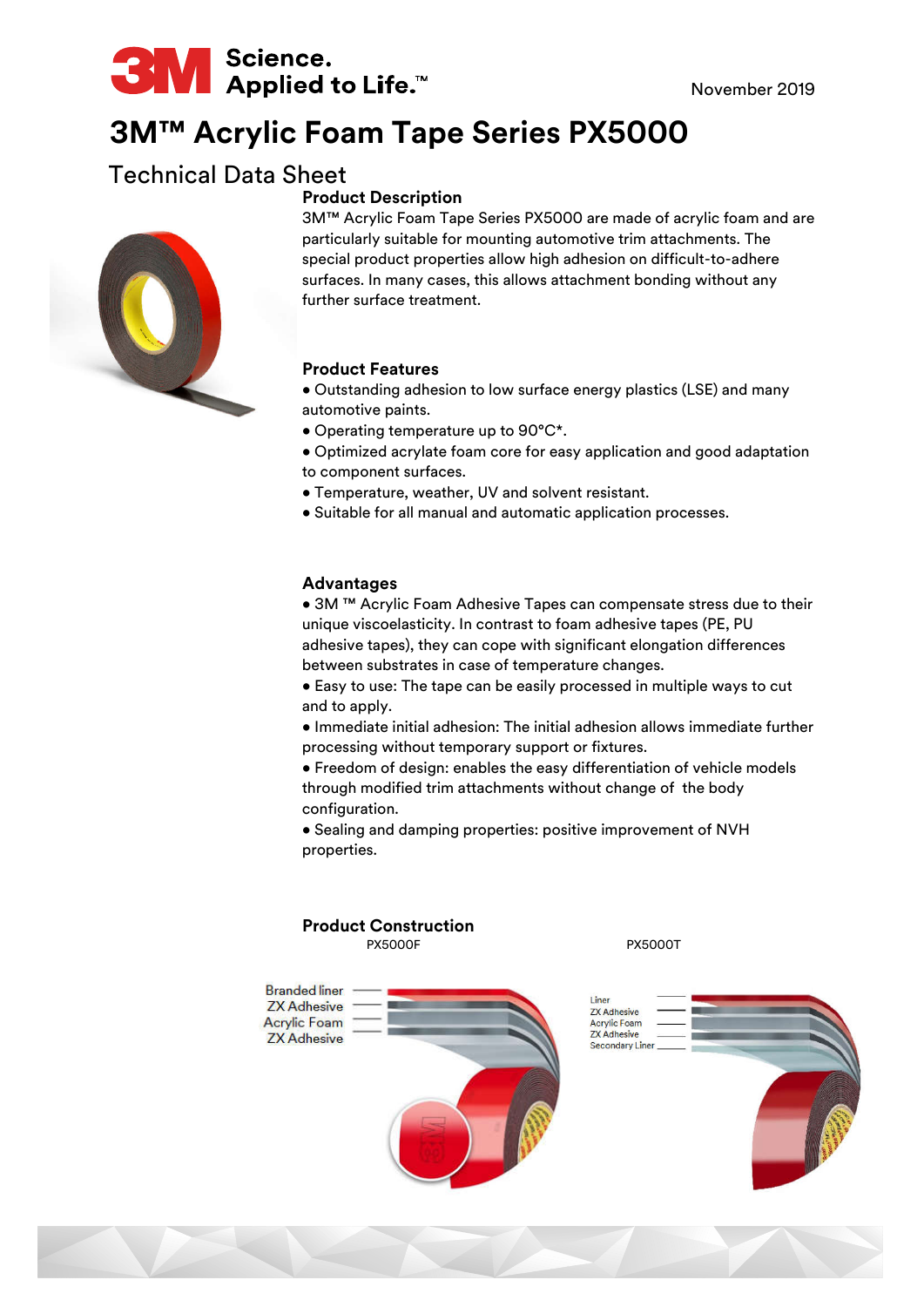November 2019

# 3M™ Acrylic Foam Tape Series PX5000

## Technical Data Sheet

### Product Description

3M™ Acrylic Foam Tape Series PX5000 are made of acrylic foam and are particularly suitable for mounting automotive trim attachments. The special product properties allow high adhesion on difficult-to-adhere surfaces. In many cases, this allows attachment bonding without any further surface treatment.

### Product Features

- Outstanding adhesion to low surface energy plastics (LSE) and many automotive paints.
- Operating temperature up to 90°C*.
- Optimized acrylate foam core for easy application and good adaptation to component surfaces.
- Temperature, weather, UV and solvent resistant.
- Suitable for all manual and automatic application processes.

### Advantages

- 3M ™ Acrylic Foam Adhesive Tapes can compensate stress due to their unique viscoelasticity. In contrast to foam adhesive tapes (PE, PU adhesive tapes), they can cope with significant elongation differences between substrates in case of temperature changes.
- Easy to use: The tape can be easily processed in multiple ways to cut and to apply.
- Immediate initial adhesion: The initial adhesion allows immediate further processing without temporary support or fixtures.
- Freedom of design: enables the easy differentiation of vehicle models through modified trim attachments without change of the body configuration.
- Sealing and damping properties: positive improvement of NVH properties.

### Product Construction

**PX5000F**

- Branded liner
- ZX Adhesive
- Acrylic Foam
- ZX Adhesive

**PX5000T**

- Liner
- ZX Adhesive
- Acrylic Foam
- ZX Adhesive
- Secondary Liner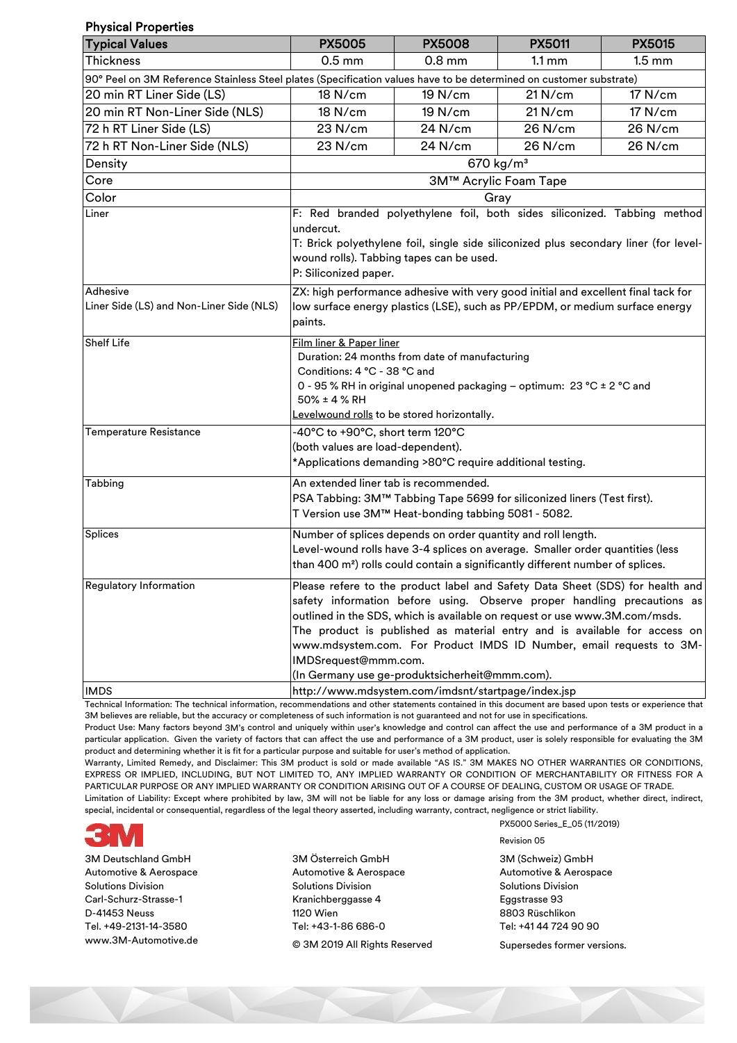### Physical Properties

| Typical Values | PX5005 | PX5008 | PX5011 | PX5015 |
|---|---|---|---|---|
| Thickness | 0.5 mm | 0.8 mm | 1.1 mm | 1.5 mm |
| 90° Peel on 3M Reference Stainless Steel plates (Specification values have to be determined on customer substrate) | | | | |
| 20 min RT Liner Side (LS) | 18 N/cm | 19 N/cm | 21 N/cm | 17 N/cm |
| 20 min RT Non-Liner Side (NLS) | 18 N/cm | 19 N/cm | 21 N/cm | 17 N/cm |
| 72 h RT Liner Side (LS) | 23 N/cm | 24 N/cm | 26 N/cm | 26 N/cm |
| 72 h RT Non-Liner Side (NLS) | 23 N/cm | 24 N/cm | 26 N/cm | 26 N/cm |
| Density | 670 kg/m³ | | | |
| Core | 3M™ Acrylic Foam Tape | | | |
| Color | Gray | | | |
| Liner | F: Red branded polyethylene foil, both sides siliconized. Tabbing method undercut.<br>T: Brick polyethylene foil, single side siliconized plus secondary liner (for level-wound rolls). Tabbing tapes can be used.<br>P: Siliconized paper. | | | |
| Adhesive<br>Liner Side (LS) and Non-Liner Side (NLS) | ZX: high performance adhesive with very good initial and excellent final tack for low surface energy plastics (LSE), such as PP/EPDM, or medium surface energy paints. | | | |
| Shelf Life | Film liner & Paper liner<br>Duration: 24 months from date of manufacturing<br>Conditions: 4 °C - 38 °C and<br>0 - 95 % RH in original unopened packaging – optimum: 23 °C ± 2 °C and 50% ± 4 % RH<br>Levelwound rolls to be stored horizontally. | | | |
| Temperature Resistance | -40°C to +90°C, short term 120°C<br>(both values are load-dependent).<br>*Applications demanding >80°C require additional testing. | | | |
| Tabbing | An extended liner tab is recommended.<br>PSA Tabbing: 3M™ Tabbing Tape 5699 for siliconized liners (Test first).<br>T Version use 3M™ Heat-bonding tabbing 5081 - 5082. | | | |
| Splices | Number of splices depends on order quantity and roll length.<br>Level-wound rolls have 3-4 splices on average. Smaller order quantities (less than 400 m²) rolls could contain a significantly different number of splices. | | | |
| Regulatory Information | Please refere to the product label and Safety Data Sheet (SDS) for health and safety information before using. Observe proper handling precautions as outlined in the SDS, which is available on request or use www.3M.com/msds.<br>The product is published as material entry and is available for access on www.mdsystem.com. For Product IMDS ID Number, email requests to 3M-IMDSrequest@mmm.com.<br>(In Germany use ge-produktsicherheit@mmm.com). | | | |
| IMDS | http://www.mdsystem.com/imdsnt/startpage/index.jsp | | | |

Technical Information: The technical information, recommendations and other statements contained in this document are based upon tests or experience that 3M believes are reliable, but the accuracy or completeness of such information is not guaranteed and not for use in specifications.

Product Use: Many factors beyond 3M's control and uniquely within user's knowledge and control can affect the use and performance of a 3M product in a particular application. Given the variety of factors that can affect the use and performance of a 3M product, user is solely responsible for evaluating the 3M product and determining whether it is fit for a particular purpose and suitable for user's method of application.

Warranty, Limited Remedy, and Disclaimer: This 3M product is sold or made available "AS IS." 3M MAKES NO OTHER WARRANTIES OR CONDITIONS, EXPRESS OR IMPLIED, INCLUDING, BUT NOT LIMITED TO, ANY IMPLIED WARRANTY OR CONDITION OF MERCHANTABILITY OR FITNESS FOR A PARTICULAR PURPOSE OR ANY IMPLIED WARRANTY OR CONDITION ARISING OUT OF A COURSE OF DEALING, CUSTOM OR USAGE OF TRADE.

Limitation of Liability: Except where prohibited by law, 3M will not be liable for any loss or damage arising from the 3M product, whether direct, indirect, special, incidental or consequential, regardless of the legal theory asserted, including warranty, contract, negligence or strict liability.

PX5000 Series_E_05 (11/2019)

Revision 05

3M Deutschland GmbH
Automotive & Aerospace
Solutions Division
Carl-Schurz-Strasse-1
D-41453 Neuss
Tel. +49-2131-14-3580
www.3M-Automotive.de

3M Österreich GmbH
Automotive & Aerospace
Solutions Division
Kranichberggasse 4
1120 Wien
Tel: +43-1-86 686-0

© 3M 2019 All Rights Reserved

3M (Schweiz) GmbH
Automotive & Aerospace
Solutions Division
Eggstrasse 93
8803 Rüschlikon
Tel: +41 44 724 90 90

Supersedes former versions.